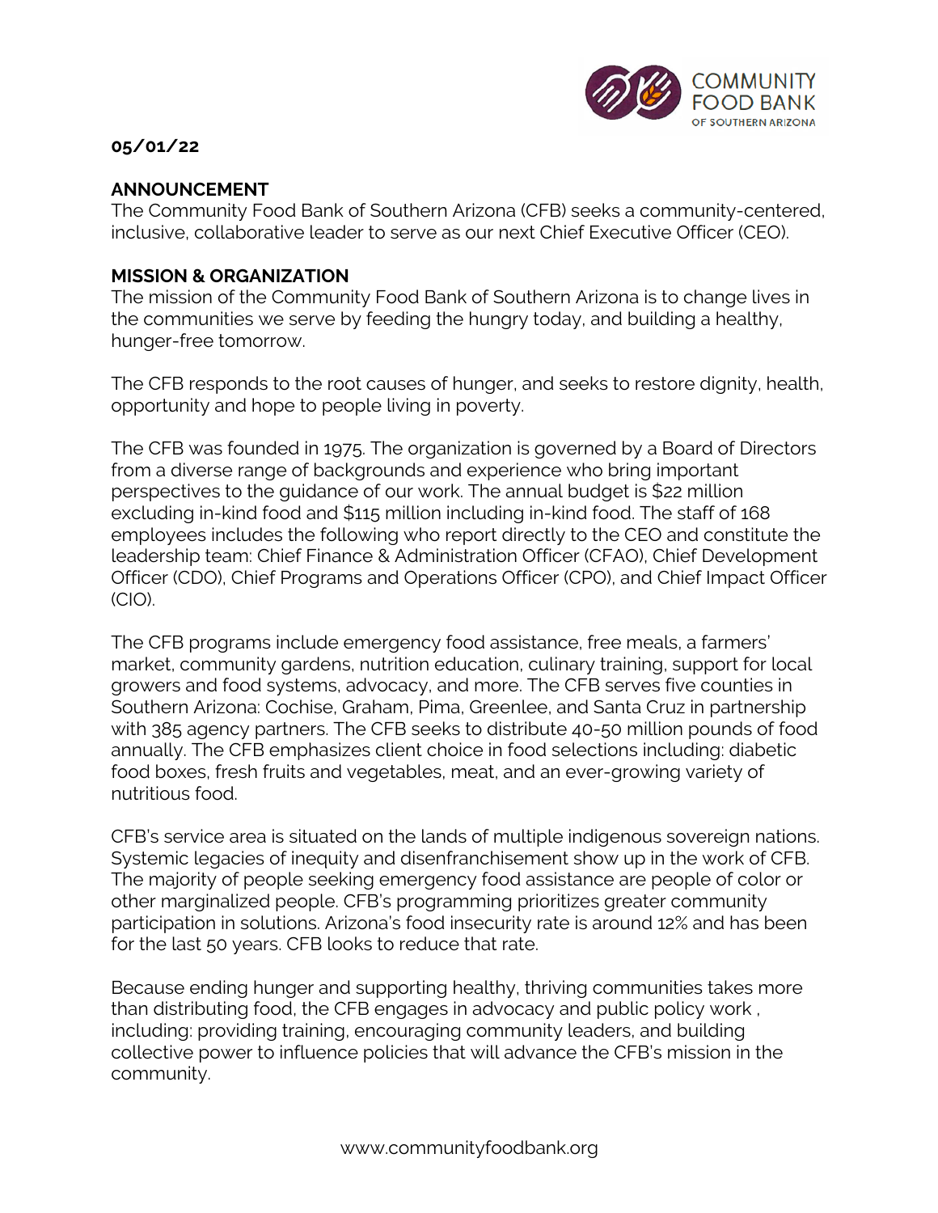**05/01/22**

## ANNOUNCEMENT

The Community Food Bank of Southern Arizona (CFB) seeks a community-centered, inclusive, collaborative leader to serve as our next Chief Executive Officer (CEO).

## MISSION & ORGANIZATION

The mission of the Community Food Bank of Southern Arizona is to change lives in the communities we serve by feeding the hungry today, and building a healthy, hunger-free tomorrow.

The CFB responds to the root causes of hunger, and seeks to restore dignity, health, opportunity and hope to people living in poverty.

The CFB was founded in 1975. The organization is governed by a Board of Directors from a diverse range of backgrounds and experience who bring important perspectives to the guidance of our work. The annual budget is $22 million excluding in-kind food and $115 million including in-kind food. The staff of 168 employees includes the following who report directly to the CEO and constitute the leadership team: Chief Finance & Administration Officer (CFAO), Chief Development Officer (CDO), Chief Programs and Operations Officer (CPO), and Chief Impact Officer (CIO).

The CFB programs include emergency food assistance, free meals, a farmers' market, community gardens, nutrition education, culinary training, support for local growers and food systems, advocacy, and more. The CFB serves five counties in Southern Arizona: Cochise, Graham, Pima, Greenlee, and Santa Cruz in partnership with 385 agency partners. The CFB seeks to distribute 40-50 million pounds of food annually. The CFB emphasizes client choice in food selections including: diabetic food boxes, fresh fruits and vegetables, meat, and an ever-growing variety of nutritious food.

CFB's service area is situated on the lands of multiple indigenous sovereign nations. Systemic legacies of inequity and disenfranchisement show up in the work of CFB. The majority of people seeking emergency food assistance are people of color or other marginalized people. CFB's programming prioritizes greater community participation in solutions. Arizona's food insecurity rate is around 12% and has been for the last 50 years. CFB looks to reduce that rate.

Because ending hunger and supporting healthy, thriving communities takes more than distributing food, the CFB engages in advocacy and public policy work , including: providing training, encouraging community leaders, and building collective power to influence policies that will advance the CFB's mission in the community.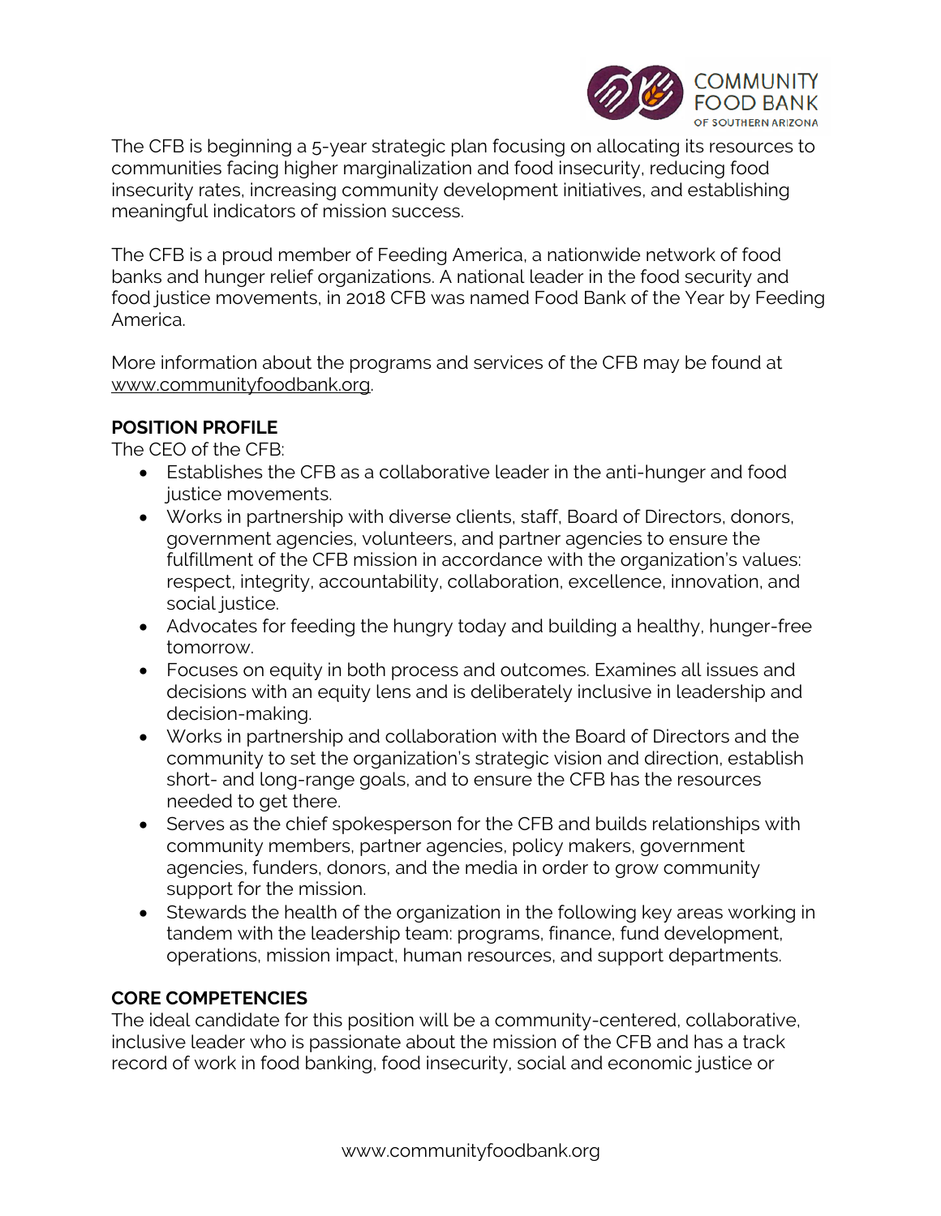The CFB is beginning a 5-year strategic plan focusing on allocating its resources to communities facing higher marginalization and food insecurity, reducing food insecurity rates, increasing community development initiatives, and establishing meaningful indicators of mission success.

The CFB is a proud member of Feeding America, a nationwide network of food banks and hunger relief organizations. A national leader in the food security and food justice movements, in 2018 CFB was named Food Bank of the Year by Feeding America.

More information about the programs and services of the CFB may be found at www.communityfoodbank.org.

**POSITION PROFILE**

The CEO of the CFB:

- Establishes the CFB as a collaborative leader in the anti-hunger and food justice movements.
- Works in partnership with diverse clients, staff, Board of Directors, donors, government agencies, volunteers, and partner agencies to ensure the fulfillment of the CFB mission in accordance with the organization's values: respect, integrity, accountability, collaboration, excellence, innovation, and social justice.
- Advocates for feeding the hungry today and building a healthy, hunger-free tomorrow.
- Focuses on equity in both process and outcomes. Examines all issues and decisions with an equity lens and is deliberately inclusive in leadership and decision-making.
- Works in partnership and collaboration with the Board of Directors and the community to set the organization's strategic vision and direction, establish short- and long-range goals, and to ensure the CFB has the resources needed to get there.
- Serves as the chief spokesperson for the CFB and builds relationships with community members, partner agencies, policy makers, government agencies, funders, donors, and the media in order to grow community support for the mission.
- Stewards the health of the organization in the following key areas working in tandem with the leadership team: programs, finance, fund development, operations, mission impact, human resources, and support departments.

**CORE COMPETENCIES**

The ideal candidate for this position will be a community-centered, collaborative, inclusive leader who is passionate about the mission of the CFB and has a track record of work in food banking, food insecurity, social and economic justice or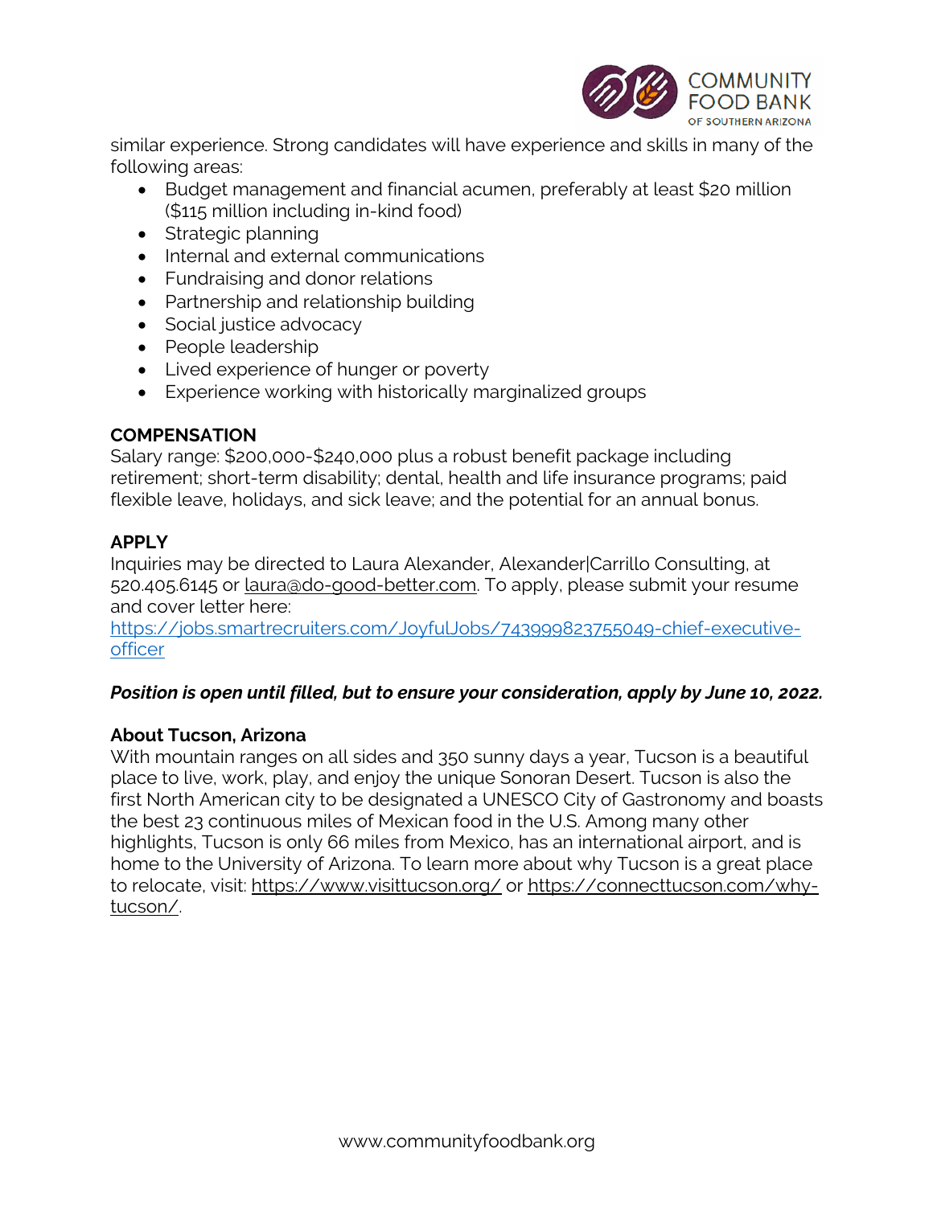similar experience. Strong candidates will have experience and skills in many of the following areas:

- Budget management and financial acumen, preferably at least $20 million ($115 million including in-kind food)
- Strategic planning
- Internal and external communications
- Fundraising and donor relations
- Partnership and relationship building
- Social justice advocacy
- People leadership
- Lived experience of hunger or poverty
- Experience working with historically marginalized groups

**COMPENSATION**

Salary range: $200,000-$240,000 plus a robust benefit package including retirement; short-term disability; dental, health and life insurance programs; paid flexible leave, holidays, and sick leave; and the potential for an annual bonus.

**APPLY**

Inquiries may be directed to Laura Alexander, Alexander|Carrillo Consulting, at 520.405.6145 or laura@do-good-better.com. To apply, please submit your resume and cover letter here:
https://jobs.smartrecruiters.com/JoyfulJobs/743999823755049-chief-executive-officer

***Position is open until filled, but to ensure your consideration, apply by June 10, 2022.***

**About Tucson, Arizona**

With mountain ranges on all sides and 350 sunny days a year, Tucson is a beautiful place to live, work, play, and enjoy the unique Sonoran Desert. Tucson is also the first North American city to be designated a UNESCO City of Gastronomy and boasts the best 23 continuous miles of Mexican food in the U.S. Among many other highlights, Tucson is only 66 miles from Mexico, has an international airport, and is home to the University of Arizona. To learn more about why Tucson is a great place to relocate, visit: https://www.visittucson.org/ or https://connecttucson.com/why-tucson/.